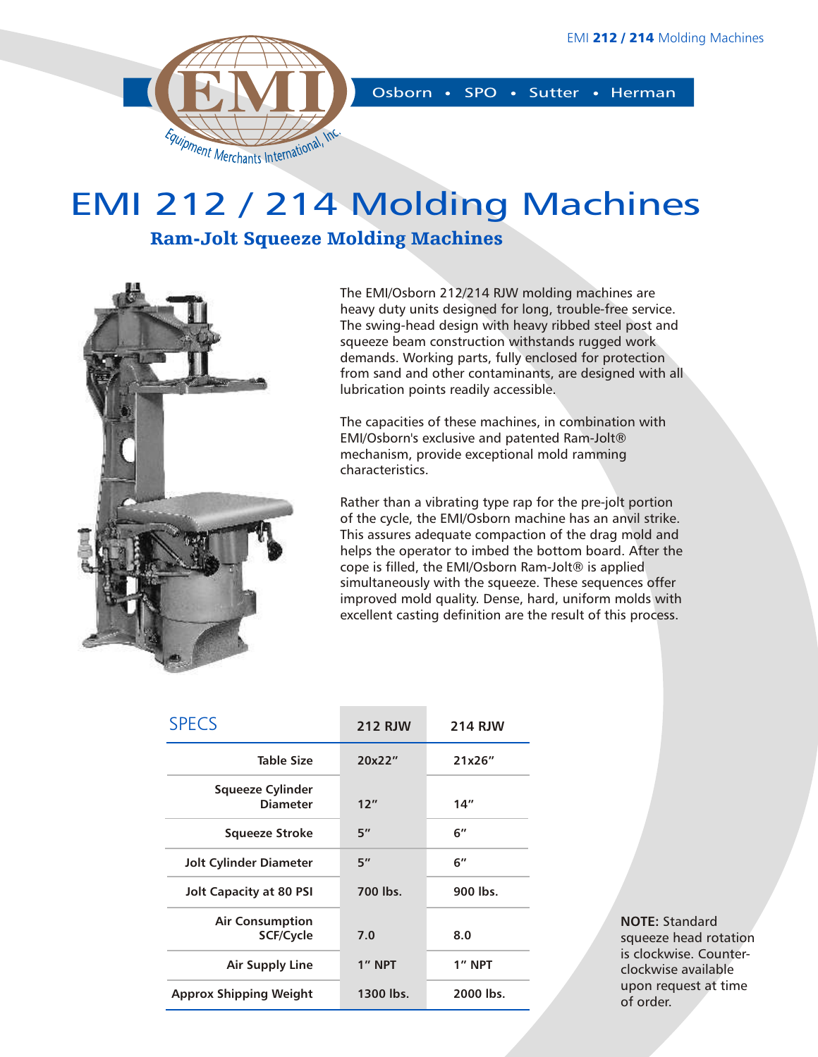Osborn • SPO • Sutter • Herman

# EMI 212 / 214 Molding Machines

## Ram-Jolt Squeeze Molding Machines

The EMI/Osborn 212/214 RJW molding machines are heavy duty units designed for long, trouble-free service. The swing-head design with heavy ribbed steel post and squeeze beam construction withstands rugged work demands. Working parts, fully enclosed for protection from sand and other contaminants, are designed with all lubrication points readily accessible.

The capacities of these machines, in combination with EMI/Osborn's exclusive and patented Ram-Jolt® mechanism, provide exceptional mold ramming characteristics.

Rather than a vibrating type rap for the pre-jolt portion of the cycle, the EMI/Osborn machine has an anvil strike. This assures adequate compaction of the drag mold and helps the operator to imbed the bottom board. After the cope is filled, the EMI/Osborn Ram-Jolt® is applied simultaneously with the squeeze. These sequences offer improved mold quality. Dense, hard, uniform molds with excellent casting definition are the result of this process.

| SPECS | 212 RJW | 214 RJW |
|---|---|---|
| Table Size | 20x22" | 21x26" |
| Squeeze Cylinder Diameter | 12" | 14" |
| Squeeze Stroke | 5" | 6" |
| Jolt Cylinder Diameter | 5" | 6" |
| Jolt Capacity at 80 PSI | 700 lbs. | 900 lbs. |
| Air Consumption SCF/Cycle | 7.0 | 8.0 |
| Air Supply Line | 1" NPT | 1" NPT |
| Approx Shipping Weight | 1300 lbs. | 2000 lbs. |

**NOTE:** Standard squeeze head rotation is clockwise. Counter-clockwise available upon request at time of order.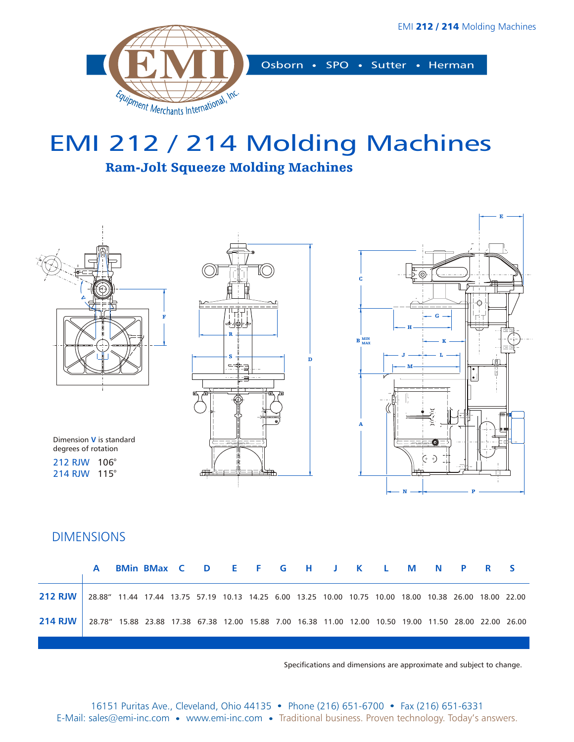# EMI 212 / 214 Molding Machines

## Ram-Jolt Squeeze Molding Machines

Dimension **V** is standard degrees of rotation

212 RJW 106°

214 RJW 115°

## DIMENSIONS

| | A | BMin | BMax | C | D | E | F | G | H | J | K | L | M | N | P | R | S |
|---|---|---|---|---|---|---|---|---|---|---|---|---|---|---|---|---|---|
| **212 RJW** | 28.88" | 11.44 | 17.44 | 13.75 | 57.19 | 10.13 | 14.25 | 6.00 | 13.25 | 10.00 | 10.75 | 10.00 | 18.00 | 10.38 | 26.00 | 18.00 | 22.00 |
| **214 RJW** | 28.78" | 15.88 | 23.88 | 17.38 | 67.38 | 12.00 | 15.88 | 7.00 | 16.38 | 11.00 | 12.00 | 10.50 | 19.00 | 11.50 | 28.00 | 22.00 | 26.00 |

Specifications and dimensions are approximate and subject to change.

16151 Puritas Ave., Cleveland, Ohio 44135 • Phone (216) 651-6700 • Fax (216) 651-6331
E-Mail: sales@emi-inc.com • www.emi-inc.com • Traditional business. Proven technology. Today's answers.